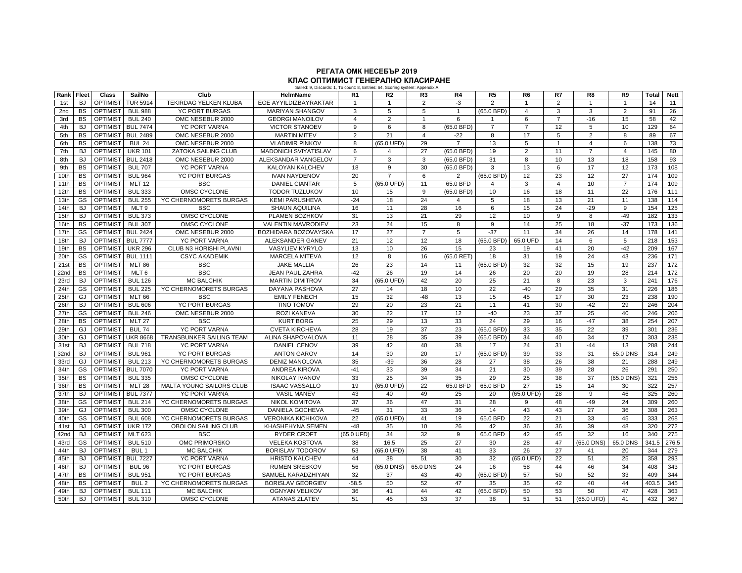# РЕГАТА ОМК НЕСЕБЪР 2019

## КЛАС ОПТИМИСТ ГЕНЕРАЛНО КЛАСИРАНЕ

Sailed: 9, Discards: 1, To count: 8, Entries: 64, Scoring system: Appendix A

| Rank | Fleet | Class | SailNo | Club | HelmName | R1 | R2 | R3 | R4 | R5 | R6 | R7 | R8 | R9 | Total | Nett |
|---|---|---|---|---|---|---|---|---|---|---|---|---|---|---|---|---|
| 1st | BJ | OPTIMIST | TUR 5914 | TEKIRDAG YELKEN KLUBA | EGE AYYILDIZBAYRAKTAR | 1 | 1 | 2 | -3 | 2 | 1 | 2 | 1 | 1 | 14 | 11 |
| 2nd | BS | OPTIMIST | BUL 988 | YC PORT BURGAS | MARIYAN SHANGOV | 3 | 5 | 5 | 1 | (65.0 BFD) | 4 | 3 | 3 | 2 | 91 | 26 |
| 3rd | BS | OPTIMIST | BUL 240 | OMC NESEBUR 2000 | GEORGI MANOILOV | 4 | 2 | 1 | 6 | 1 | 6 | 7 | -16 | 15 | 58 | 42 |
| 4th | BJ | OPTIMIST | BUL 7474 | YC PORT VARNA | VICTOR STANOEV | 9 | 6 | 8 | (65.0 BFD) | 7 | 7 | 12 | 5 | 10 | 129 | 64 |
| 5th | BS | OPTIMIST | BUL 2489 | OMC NESEBUR 2000 | MARTIN MITEV | 2 | 21 | 4 | -22 | 8 | 17 | 5 | 2 | 8 | 89 | 67 |
| 6th | BS | OPTIMIST | BUL 24 | OMC NESEBUR 2000 | VLADIMIR PINKOV | 8 | (65.0 UFD) | 29 | 7 | 13 | 5 | 1 | 4 | 6 | 138 | 73 |
| 7th | BJ | OPTIMIST | UKR 101 | ZATOKA SAILING CLUB | MADONICH SVIYATISLAV | 6 | 4 | 27 | (65.0 BFD) | 19 | 2 | 11 | 7 | 4 | 145 | 80 |
| 8th | BJ | OPTIMIST | BUL 2418 | OMC NESEBUR 2000 | ALEKSANDAR VANGELOV | 7 | 3 | 3 | (65.0 BFD) | 31 | 8 | 10 | 13 | 18 | 158 | 93 |
| 9th | BS | OPTIMIST | BUL 707 | YC PORT VARNA | KALOYAN KALCHEV | 18 | 9 | 30 | (65.0 BFD) | 3 | 13 | 6 | 17 | 12 | 173 | 108 |
| 10th | BS | OPTIMIST | BUL 964 | YC PORT BURGAS | IVAN NAYDENOV | 20 | 7 | 6 | 2 | (65.0 BFD) | 12 | 23 | 12 | 27 | 174 | 109 |
| 11th | BS | OPTIMIST | MLT 12 | BSC | DANIEL CIANTAR | 5 | (65.0 UFD) | 11 | 65.0 BFD | 4 | 3 | 4 | 10 | 7 | 174 | 109 |
| 12th | BS | OPTIMIST | BUL 333 | OMSC CYCLONE | TODOR TUZLUKOV | 10 | 15 | 9 | (65.0 BFD) | 10 | 16 | 18 | 11 | 22 | 176 | 111 |
| 13th | GS | OPTIMIST | BUL 255 | YC CHERNOMORETS BURGAS | KEMI PARUSHEVA | -24 | 18 | 24 | 4 | 5 | 18 | 13 | 21 | 11 | 138 | 114 |
| 14th | BJ | OPTIMIST | MLT 9 | BSC | SHAUN AQUILINA | 16 | 11 | 28 | 16 | 6 | 15 | 24 | -29 | 9 | 154 | 125 |
| 15th | BJ | OPTIMIST | BUL 373 | OMSC CYCLONE | PLAMEN BOZHKOV | 31 | 13 | 21 | 29 | 12 | 10 | 9 | 8 | -49 | 182 | 133 |
| 16th | BS | OPTIMIST | BUL 307 | OMSC CYCLONE | VALENTIN MAVRODIEV | 23 | 24 | 15 | 8 | 9 | 14 | 25 | 18 | -37 | 173 | 136 |
| 17th | GS | OPTIMIST | BUL 2424 | OMC NESEBUR 2000 | BOZHIDARA BOZOVAYSKA | 17 | 27 | 7 | 5 | -37 | 11 | 34 | 26 | 14 | 178 | 141 |
| 18th | BJ | OPTIMIST | BUL 7777 | YC PORT VARNA | ALEKSANDER GANEV | 21 | 12 | 12 | 18 | (65.0 BFD) | 65.0 UFD | 14 | 6 | 5 | 218 | 153 |
| 19th | BS | OPTIMIST | UKR 296 | CLUB N3 HORISHI PLAVNI | VASYLIEV KYRYLO | 13 | 10 | 26 | 15 | 23 | 19 | 41 | 20 | -42 | 209 | 167 |
| 20th | GS | OPTIMIST | BUL 1111 | CSYC AKADEMIK | MARCELA MITEVA | 12 | 8 | 16 | (65.0 RET) | 18 | 31 | 19 | 24 | 43 | 236 | 171 |
| 21st | BS | OPTIMIST | MLT 86 | BSC | JAKE MALLIA | 26 | 23 | 14 | 11 | (65.0 BFD) | 32 | 32 | 15 | 19 | 237 | 172 |
| 22nd | BS | OPTIMIST | MLT 6 | BSC | JEAN PAUL ZAHRA | -42 | 26 | 19 | 14 | 26 | 20 | 20 | 19 | 28 | 214 | 172 |
| 23rd | BJ | OPTIMIST | BUL 126 | MC BALCHIK | MARTIN DIMITROV | 34 | (65.0 UFD) | 42 | 20 | 25 | 21 | 8 | 23 | 3 | 241 | 176 |
| 24th | GS | OPTIMIST | BUL 225 | YC CHERNOMORETS BURGAS | DAYANA PASHOVA | 27 | 14 | 18 | 10 | 22 | -40 | 29 | 35 | 31 | 226 | 186 |
| 25th | GJ | OPTIMIST | MLT 66 | BSC | EMILY FENECH | 15 | 32 | -48 | 13 | 15 | 45 | 17 | 30 | 23 | 238 | 190 |
| 26th | BJ | OPTIMIST | BUL 606 | YC PORT BURGAS | TINO TOMOV | 29 | 20 | 23 | 21 | 11 | 41 | 30 | -42 | 29 | 246 | 204 |
| 27th | GS | OPTIMIST | BUL 246 | OMC NESEBUR 2000 | ROZI KANEVA | 30 | 22 | 17 | 12 | -40 | 23 | 37 | 25 | 40 | 246 | 206 |
| 28th | BS | OPTIMIST | MLT 27 | BSC | KURT BORG | 25 | 29 | 13 | 33 | 24 | 29 | 16 | -47 | 38 | 254 | 207 |
| 29th | GJ | OPTIMIST | BUL 74 | YC PORT VARNA | CVETA KIRCHEVA | 28 | 19 | 37 | 23 | (65.0 BFD) | 33 | 35 | 22 | 39 | 301 | 236 |
| 30th | GJ | OPTIMIST | UKR 8668 | TRANSBUNKER SAILING TEAM | ALINA SHAPOVALOVA | 11 | 28 | 35 | 39 | (65.0 BFD) | 34 | 40 | 34 | 17 | 303 | 238 |
| 31st | BJ | OPTIMIST | BUL 718 | YC PORT VARNA | DANIEL CENOV | 39 | 42 | 40 | 38 | 17 | 24 | 31 | -44 | 13 | 288 | 244 |
| 32nd | BJ | OPTIMIST | BUL 961 | YC PORT BURGAS | ANTON GAROV | 14 | 30 | 20 | 17 | (65.0 BFD) | 39 | 33 | 31 | 65.0 DNS | 314 | 249 |
| 33rd | GJ | OPTIMIST | BUL 213 | YC CHERNOMORETS BURGAS | DENIZ MANOLOVA | 35 | -39 | 36 | 28 | 27 | 38 | 26 | 38 | 21 | 288 | 249 |
| 34th | GS | OPTIMIST | BUL 7070 | YC PORT VARNA | ANDREA KIROVA | -41 | 33 | 39 | 34 | 21 | 30 | 39 | 28 | 26 | 291 | 250 |
| 35th | BS | OPTIMIST | BUL 335 | OMSC CYCLONE | NIKOLAY IVANOV | 33 | 25 | 34 | 35 | 29 | 25 | 38 | 37 | (65.0 DNS) | 321 | 256 |
| 36th | BS | OPTIMIST | MLT 28 | MALTA YOUNG SAILORS CLUB | ISAAC VASSALLO | 19 | (65.0 UFD) | 22 | 65.0 BFD | 65.0 BFD | 27 | 15 | 14 | 30 | 322 | 257 |
| 37th | BJ | OPTIMIST | BUL 7377 | YC PORT VARNA | VASIL MANEV | 43 | 40 | 49 | 25 | 20 | (65.0 UFD) | 28 | 9 | 46 | 325 | 260 |
| 38th | GS | OPTIMIST | BUL 214 | YC CHERNOMORETS BURGAS | NIKOL KOMITOVA | 37 | 36 | 47 | 31 | 28 | 9 | 48 | -49 | 24 | 309 | 260 |
| 39th | GJ | OPTIMIST | BUL 300 | OMSC CYCLONE | DANIELA GOCHEVA | -45 | 31 | 33 | 36 | 14 | 43 | 43 | 27 | 36 | 308 | 263 |
| 40th | GS | OPTIMIST | BUL 608 | YC CHERNOMORETS BURGAS | VERONIKA KICHIKOVA | 22 | (65.0 UFD) | 41 | 19 | 65.0 BFD | 22 | 21 | 33 | 45 | 333 | 268 |
| 41st | BJ | OPTIMIST | UKR 172 | OBOLON SAILING CLUB | KHASHEHYNA SEMEN | -48 | 35 | 10 | 26 | 42 | 36 | 36 | 39 | 48 | 320 | 272 |
| 42nd | BJ | OPTIMIST | MLT 623 | BSC | RYDER CROFT | (65.0 UFD) | 34 | 32 | 9 | 65.0 BFD | 42 | 45 | 32 | 16 | 340 | 275 |
| 43rd | GS | OPTIMIST | BUL 510 | OMC PRIMORSKO | VELEKA KOSTOVA | 38 | 16.5 | 25 | 27 | 30 | 28 | 47 | (65.0 DNS) | 65.0 DNS | 341.5 | 276.5 |
| 44th | BJ | OPTIMIST | BUL 1 | MC BALCHIK | BORISLAV TODOROV | 53 | (65.0 UFD) | 38 | 41 | 33 | 26 | 27 | 41 | 20 | 344 | 279 |
| 45th | BJ | OPTIMIST | BUL 7227 | YC PORT VARNA | HRISTO KALCHEV | 44 | 38 | 51 | 30 | 32 | (65.0 UFD) | 22 | 51 | 25 | 358 | 293 |
| 46th | BJ | OPTIMIST | BUL 96 | YC PORT BURGAS | RUMEN SREBKOV | 56 | (65.0 DNS) | 65.0 DNS | 24 | 16 | 58 | 44 | 46 | 34 | 408 | 343 |
| 47th | BS | OPTIMIST | BUL 951 | YC PORT BURGAS | SAMUEL KARADZHIYAN | 32 | 37 | 43 | 40 | (65.0 BFD) | 57 | 50 | 52 | 33 | 409 | 344 |
| 48th | BS | OPTIMIST | BUL 2 | YC CHERNOMORETS BURGAS | BORISLAV GEORGIEV | -58.5 | 50 | 52 | 47 | 35 | 35 | 42 | 40 | 44 | 403.5 | 345 |
| 49th | BJ | OPTIMIST | BUL 111 | MC BALCHIK | OGNYAN VELIKOV | 36 | 41 | 44 | 42 | (65.0 BFD) | 50 | 53 | 50 | 47 | 428 | 363 |
| 50th | BJ | OPTIMIST | BUL 310 | OMSC CYCLONE | ATANAS ZLATEV | 51 | 45 | 53 | 37 | 38 | 51 | 51 | (65.0 UFD) | 41 | 432 | 367 |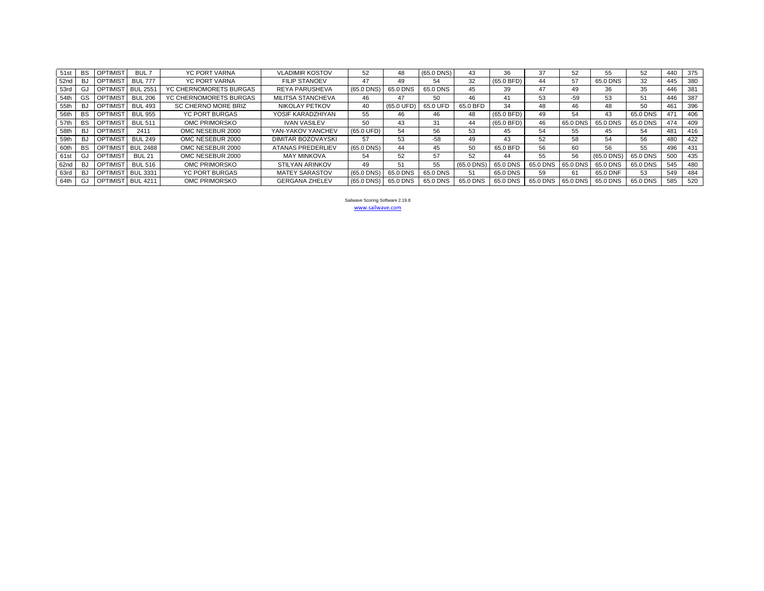| | | | | | | | | | | | | | | | | |
|---|---|---|---|---|---|---|---|---|---|---|---|---|---|---|---|---|
| 51st | BS | OPTIMIST | BUL 7 | YC PORT VARNA | VLADIMIR KOSTOV | 52 | 48 | (65.0 DNS) | 43 | 36 | 37 | 52 | 55 | 52 | 440 | 375 |
| 52nd | BJ | OPTIMIST | BUL 777 | YC PORT VARNA | FILIP STANOEV | 47 | 49 | 54 | 32 | (65.0 BFD) | 44 | 57 | 65.0 DNS | 32 | 445 | 380 |
| 53rd | GJ | OPTIMIST | BUL 2551 | YC CHERNOMORETS BURGAS | REYA PARUSHEVA | (65.0 DNS) | 65.0 DNS | 65.0 DNS | 45 | 39 | 47 | 49 | 36 | 35 | 446 | 381 |
| 54th | GS | OPTIMIST | BUL 206 | YC CHERNOMORETS BURGAS | MILITSA STANCHEVA | 46 | 47 | 50 | 46 | 41 | 53 | -59 | 53 | 51 | 446 | 387 |
| 55th | BJ | OPTIMIST | BUL 493 | SC CHERNO MORE BRIZ | NIKOLAY PETKOV | 40 | (65.0 UFD) | 65.0 UFD | 65.0 BFD | 34 | 48 | 46 | 48 | 50 | 461 | 396 |
| 56th | BS | OPTIMIST | BUL 955 | YC PORT BURGAS | YOSIF KARADZHIYAN | 55 | 46 | 46 | 48 | (65.0 BFD) | 49 | 54 | 43 | 65.0 DNS | 471 | 406 |
| 57th | BS | OPTIMIST | BUL 511 | OMC PRIMORSKO | IVAN VASILEV | 50 | 43 | 31 | 44 | (65.0 BFD) | 46 | 65.0 DNS | 65.0 DNS | 65.0 DNS | 474 | 409 |
| 58th | BJ | OPTIMIST | 2411 | OMC NESEBUR 2000 | YAN-YAKOV YANCHEV | (65.0 UFD) | 54 | 56 | 53 | 45 | 54 | 55 | 45 | 54 | 481 | 416 |
| 59th | BJ | OPTIMIST | BUL 249 | OMC NESEBUR 2000 | DIMITAR BOZOVAYSKI | 57 | 53 | -58 | 49 | 43 | 52 | 58 | 54 | 56 | 480 | 422 |
| 60th | BS | OPTIMIST | BUL 2488 | OMC NESEBUR 2000 | ATANAS PREDERLIEV | (65.0 DNS) | 44 | 45 | 50 | 65.0 BFD | 56 | 60 | 56 | 55 | 496 | 431 |
| 61st | GJ | OPTIMIST | BUL 21 | OMC NESEBUR 2000 | MAY MINKOVA | 54 | 52 | 57 | 52 | 44 | 55 | 56 | (65.0 DNS) | 65.0 DNS | 500 | 435 |
| 62nd | BJ | OPTIMIST | BUL 516 | OMC PRIMORSKO | STILYAN ARINKOV | 49 | 51 | 55 | (65.0 DNS) | 65.0 DNS | 65.0 DNS | 65.0 DNS | 65.0 DNS | 65.0 DNS | 545 | 480 |
| 63rd | BJ | OPTIMIST | BUL 3331 | YC PORT BURGAS | MATEY SARASTOV | (65.0 DNS) | 65.0 DNS | 65.0 DNS | 51 | 65.0 DNS | 59 | 61 | 65.0 DNF | 53 | 549 | 484 |
| 64th | GJ | OPTIMIST | BUL 4211 | OMC PRIMORSKO | GERGANA ZHELEV | (65.0 DNS) | 65.0 DNS | 65.0 DNS | 65.0 DNS | 65.0 DNS | 65.0 DNS | 65.0 DNS | 65.0 DNS | 65.0 DNS | 585 | 520 |

Sailwave Scoring Software 2.19.8
www.sailwave.com